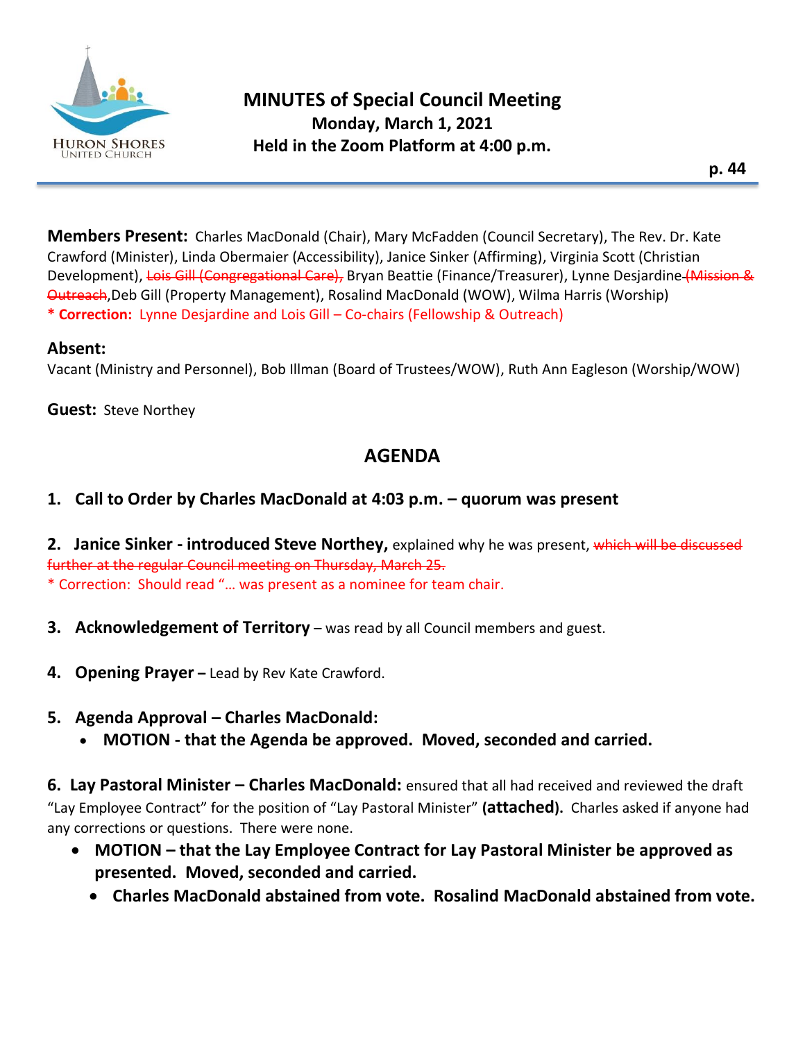# MINUTES of Special Council Meeting

**Monday, March 1, 2021**

**Held in the Zoom Platform at 4:00 p.m.**

**Members Present:** Charles MacDonald (Chair), Mary McFadden (Council Secretary), The Rev. Dr. Kate Crawford (Minister), Linda Obermaier (Accessibility), Janice Sinker (Affirming), Virginia Scott (Christian Development), ~~Lois Gill (Congregational Care),~~ Bryan Beattie (Finance/Treasurer), Lynne Desjardine ~~(Mission & Outreach~~, Deb Gill (Property Management), Rosalind MacDonald (WOW), Wilma Harris (Worship)

**\* Correction:** Lynne Desjardine and Lois Gill – Co-chairs (Fellowship & Outreach)

**Absent:**

Vacant (Ministry and Personnel), Bob Illman (Board of Trustees/WOW), Ruth Ann Eagleson (Worship/WOW)

**Guest:** Steve Northey

## AGENDA

1. **Call to Order by Charles MacDonald at 4:03 p.m. – quorum was present**

2. **Janice Sinker - introduced Steve Northey,** explained why he was present, ~~which will be discussed further at the regular Council meeting on Thursday, March 25.~~
   \* Correction: Should read "… was present as a nominee for team chair.

3. **Acknowledgement of Territory** – was read by all Council members and guest.

4. **Opening Prayer** – Lead by Rev Kate Crawford.

5. **Agenda Approval – Charles MacDonald:**
   - **MOTION - that the Agenda be approved. Moved, seconded and carried.**

6. **Lay Pastoral Minister – Charles MacDonald:** ensured that all had received and reviewed the draft "Lay Employee Contract" for the position of "Lay Pastoral Minister" **(attached).** Charles asked if anyone had any corrections or questions. There were none.
   - **MOTION – that the Lay Employee Contract for Lay Pastoral Minister be approved as presented. Moved, seconded and carried.**
     - **Charles MacDonald abstained from vote. Rosalind MacDonald abstained from vote.**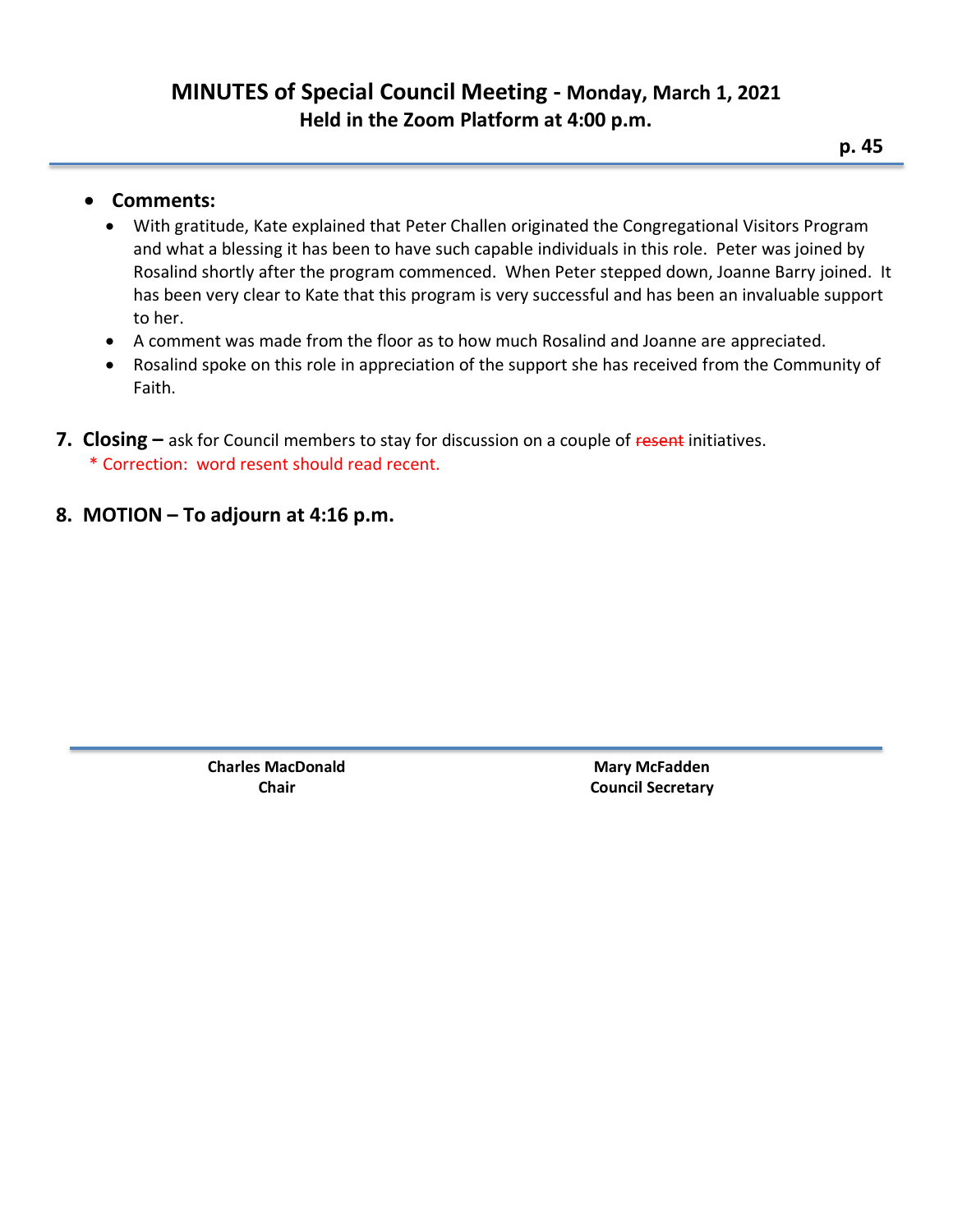- **Comments:**
  - With gratitude, Kate explained that Peter Challen originated the Congregational Visitors Program and what a blessing it has been to have such capable individuals in this role. Peter was joined by Rosalind shortly after the program commenced. When Peter stepped down, Joanne Barry joined. It has been very clear to Kate that this program is very successful and has been an invaluable support to her.
  - A comment was made from the floor as to how much Rosalind and Joanne are appreciated.
  - Rosalind spoke on this role in appreciation of the support she has received from the Community of Faith.

**7. Closing –** ask for Council members to stay for discussion on a couple of ~~resent~~ initiatives.
  * Correction: word resent should read recent.

**8. MOTION – To adjourn at 4:16 p.m.**

**Charles MacDonald**
**Chair**

**Mary McFadden**
**Council Secretary**